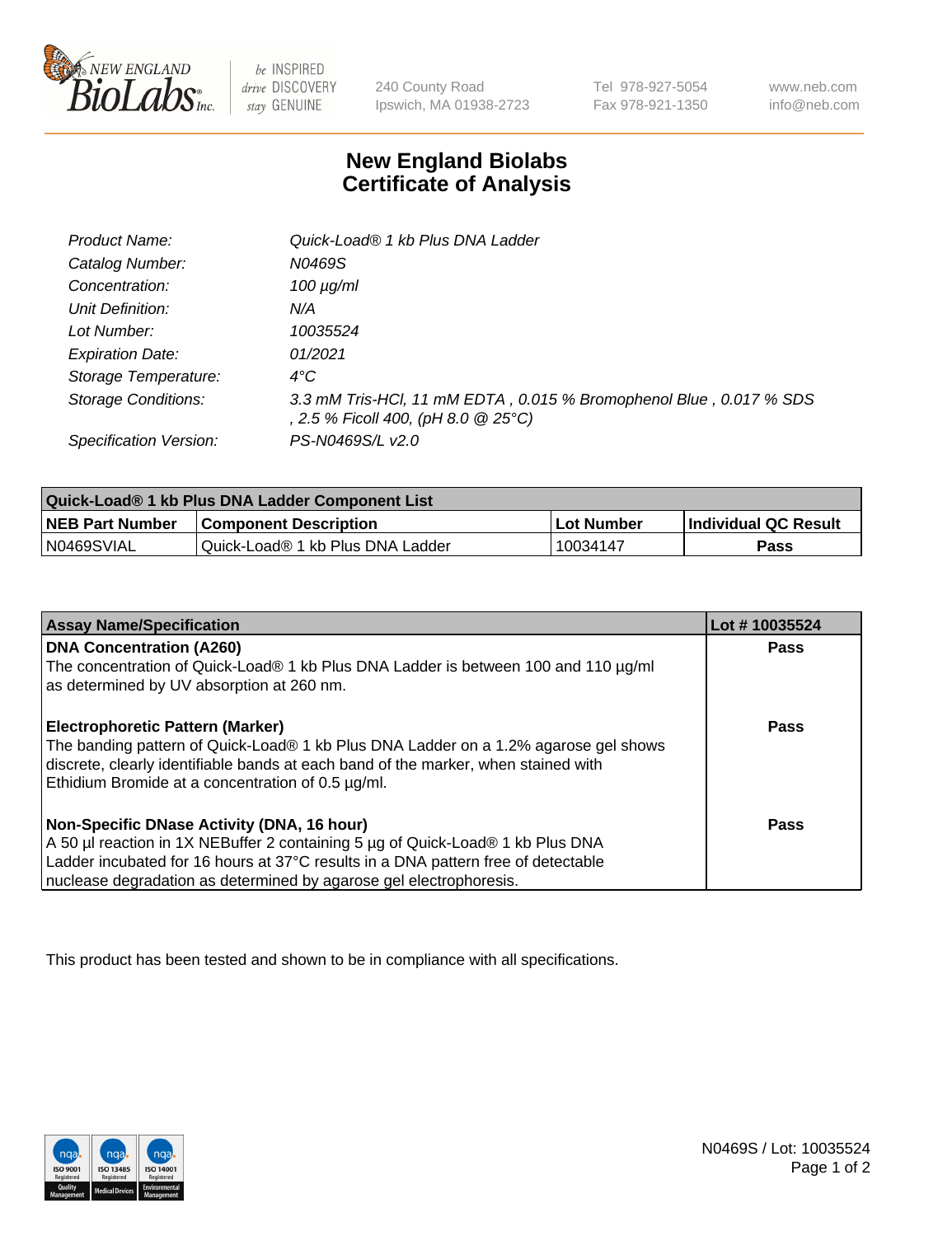# New England Biolabs
# Certificate of Analysis

| | |
|---|---|
| *Product Name:* | *Quick-Load® 1 kb Plus DNA Ladder* |
| *Catalog Number:* | *N0469S* |
| *Concentration:* | *100 µg/ml* |
| *Unit Definition:* | *N/A* |
| *Lot Number:* | *10035524* |
| *Expiration Date:* | *01/2021* |
| *Storage Temperature:* | *4°C* |
| *Storage Conditions:* | *3.3 mM Tris-HCl, 11 mM EDTA , 0.015 % Bromophenol Blue , 0.017 % SDS , 2.5 % Ficoll 400, (pH 8.0 @ 25°C)* |
| *Specification Version:* | *PS-N0469S/L v2.0* |

| Quick-Load® 1 kb Plus DNA Ladder Component List | | | |
|---|---|---|---|
| **NEB Part Number** | **Component Description** | **Lot Number** | **Individual QC Result** |
| N0469SVIAL | Quick-Load® 1 kb Plus DNA Ladder | 10034147 | **Pass** |

| Assay Name/Specification | Lot # 10035524 |
|---|---|
| **DNA Concentration (A260)**<br>The concentration of Quick-Load® 1 kb Plus DNA Ladder is between 100 and 110 µg/ml as determined by UV absorption at 260 nm. | **Pass** |
| **Electrophoretic Pattern (Marker)**<br>The banding pattern of Quick-Load® 1 kb Plus DNA Ladder on a 1.2% agarose gel shows discrete, clearly identifiable bands at each band of the marker, when stained with Ethidium Bromide at a concentration of 0.5 µg/ml. | **Pass** |
| **Non-Specific DNase Activity (DNA, 16 hour)**<br>A 50 µl reaction in 1X NEBuffer 2 containing 5 µg of Quick-Load® 1 kb Plus DNA Ladder incubated for 16 hours at 37°C results in a DNA pattern free of detectable nuclease degradation as determined by agarose gel electrophoresis. | **Pass** |

This product has been tested and shown to be in compliance with all specifications.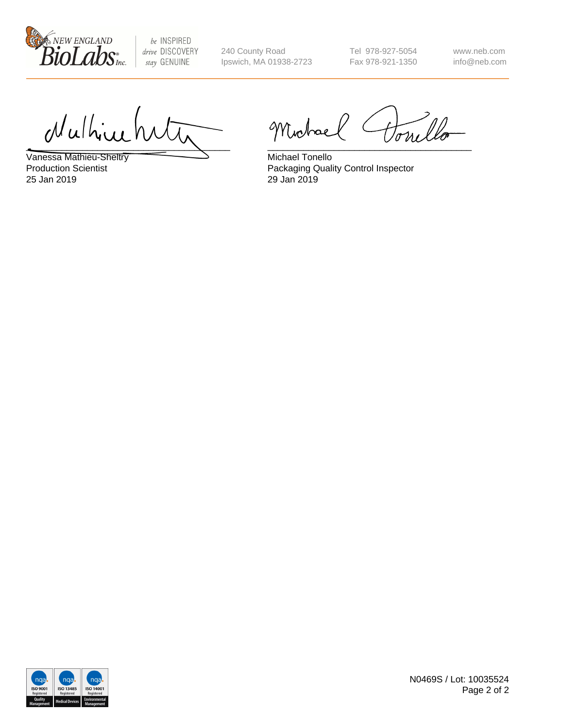Vanessa Mathieu-Sheltry
Production Scientist
25 Jan 2019

Michael Tonello
Packaging Quality Control Inspector
29 Jan 2019

N0469S / Lot: 10035524